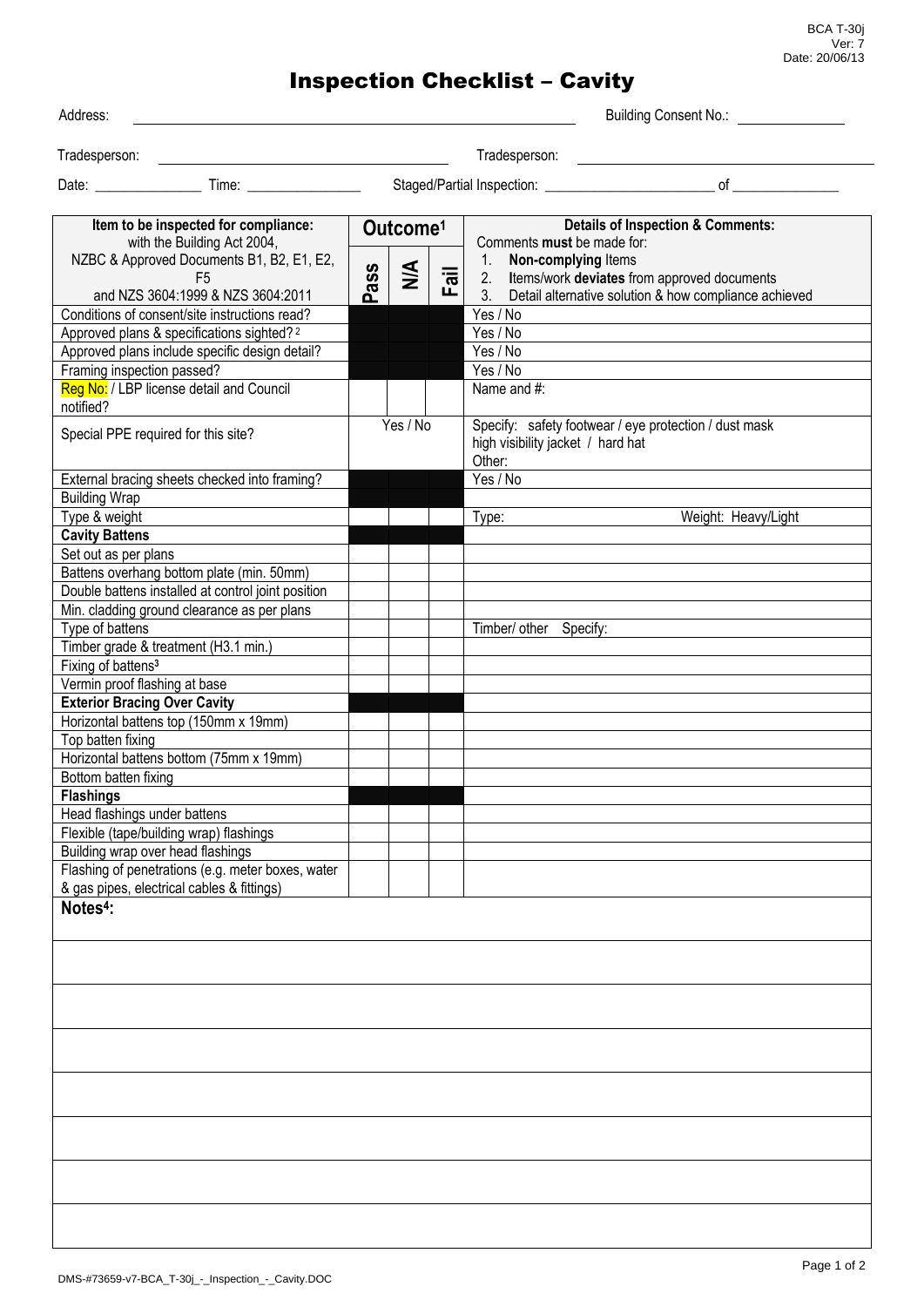BCA T-30j
Ver: 7
Date: 20/06/13

# Inspection Checklist – Cavity

Address: ______________________________ Building Consent No.: ______________

Tradesperson: ______________________________ Tradesperson: ______________________________

Date: _______________ Time: ________________ Staged/Partial Inspection: _______________________ of _______________

| **Item to be inspected for compliance:** with the Building Act 2004, NZBC & Approved Documents B1, B2, E1, E2, F5 and NZS 3604:1999 & NZS 3604:2011 | **Outcome**[1] | | | **Details of Inspection & Comments:** Comments **must** be made for: 1. **Non-complying** Items 2. Items/work **deviates** from approved documents 3. Detail alternative solution & how compliance achieved |
|---|---|---|---|---|
| | **Pass** | **N/A** | **Fail** | |
| Conditions of consent/site instructions read? | | | | Yes / No |
| Approved plans & specifications sighted? [2] | | | | Yes / No |
| Approved plans include specific design detail? | | | | Yes / No |
| Framing inspection passed? | | | | Yes / No |
| Reg No: / LBP license detail and Council notified? | | | | Name and #: |
| Special PPE required for this site? | Yes / No | | | Specify: safety footwear / eye protection / dust mask high visibility jacket / hard hat Other: |
| External bracing sheets checked into framing? | | | | Yes / No |
| Building Wrap | | | | |
| Type & weight | | | | Type: Weight: Heavy/Light |
| **Cavity Battens** | | | | |
| Set out as per plans | | | | |
| Battens overhang bottom plate (min. 50mm) | | | | |
| Double battens installed at control joint position | | | | |
| Min. cladding ground clearance as per plans | | | | |
| Type of battens | | | | Timber/ other Specify: |
| Timber grade & treatment (H3.1 min.) | | | | |
| Fixing of battens[3] | | | | |
| Vermin proof flashing at base | | | | |
| **Exterior Bracing Over Cavity** | | | | |
| Horizontal battens top (150mm x 19mm) | | | | |
| Top batten fixing | | | | |
| Horizontal battens bottom (75mm x 19mm) | | | | |
| Bottom batten fixing | | | | |
| **Flashings** | | | | |
| Head flashings under battens | | | | |
| Flexible (tape/building wrap) flashings | | | | |
| Building wrap over head flashings | | | | |
| Flashing of penetrations (e.g. meter boxes, water & gas pipes, electrical cables & fittings) | | | | |

**Notes[4]:**

DMS-#73659-v7-BCA_T-30j_-_Inspection_-_Cavity.DOC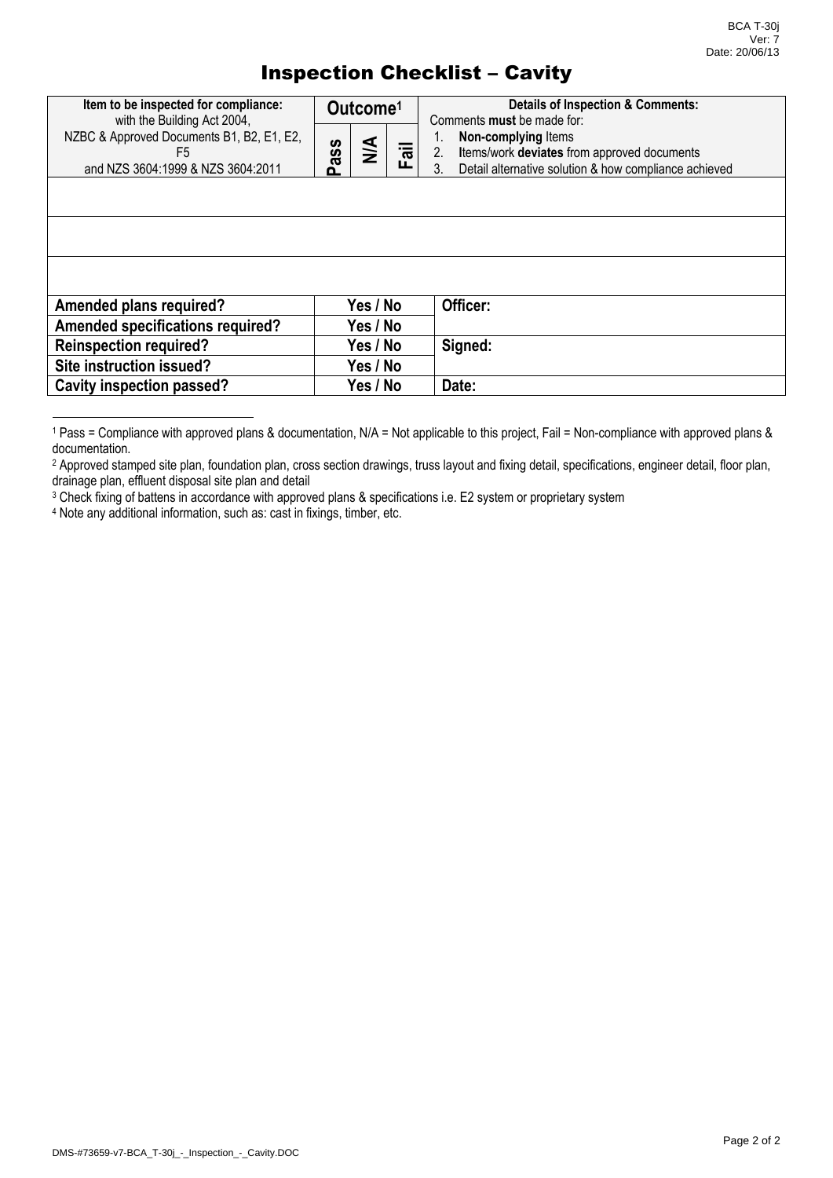# Inspection Checklist – Cavity

| Item to be inspected for compliance: with the Building Act 2004, NZBC & Approved Documents B1, B2, E1, E2, F5 and NZS 3604:1999 & NZS 3604:2011 | Outcome[1] Pass | N/A | Fail | Details of Inspection & Comments: Comments **must** be made for: 1. **Non-complying** Items 2. Items/work **deviates** from approved documents 3. Detail alternative solution & how compliance achieved |
|---|---|---|---|---|
| | | | | |
| | | | | |
| | | | | |
| **Amended plans required?** | **Yes / No** | | | **Officer:** |
| **Amended specifications required?** | **Yes / No** | | | |
| **Reinspection required?** | **Yes / No** | | | **Signed:** |
| **Site instruction issued?** | **Yes / No** | | | |
| **Cavity inspection passed?** | **Yes / No** | | | **Date:** |

---

[1] Pass = Compliance with approved plans & documentation, N/A = Not applicable to this project, Fail = Non-compliance with approved plans & documentation.

[2] Approved stamped site plan, foundation plan, cross section drawings, truss layout and fixing detail, specifications, engineer detail, floor plan, drainage plan, effluent disposal site plan and detail

[3] Check fixing of battens in accordance with approved plans & specifications i.e. E2 system or proprietary system

[4] Note any additional information, such as: cast in fixings, timber, etc.